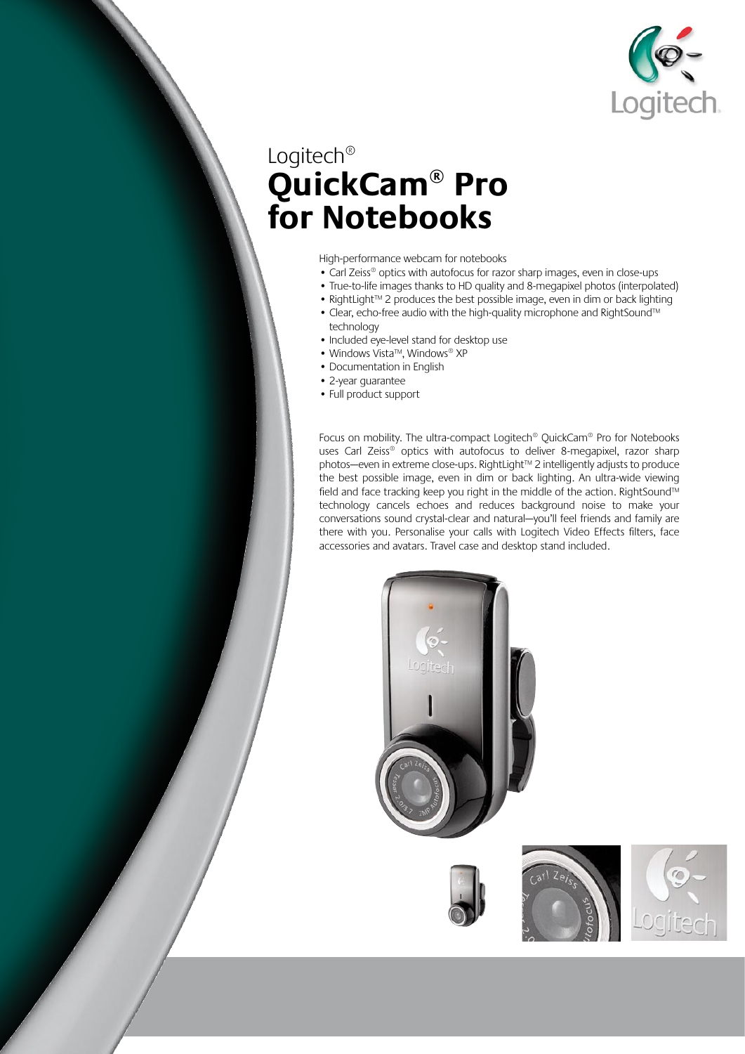Logitech®

# QuickCam® Pro for Notebooks

High-performance webcam for notebooks

- Carl Zeiss® optics with autofocus for razor sharp images, even in close-ups
- True-to-life images thanks to HD quality and 8-megapixel photos (interpolated)
- RightLight™ 2 produces the best possible image, even in dim or back lighting
- Clear, echo-free audio with the high-quality microphone and RightSound™ technology
- Included eye-level stand for desktop use
- Windows Vista™, Windows® XP
- Documentation in English
- 2-year guarantee
- Full product support

Focus on mobility. The ultra-compact Logitech® QuickCam® Pro for Notebooks uses Carl Zeiss® optics with autofocus to deliver 8-megapixel, razor sharp photos—even in extreme close-ups. RightLight™ 2 intelligently adjusts to produce the best possible image, even in dim or back lighting. An ultra-wide viewing field and face tracking keep you right in the middle of the action. RightSound™ technology cancels echoes and reduces background noise to make your conversations sound crystal-clear and natural—you'll feel friends and family are there with you. Personalise your calls with Logitech Video Effects filters, face accessories and avatars. Travel case and desktop stand included.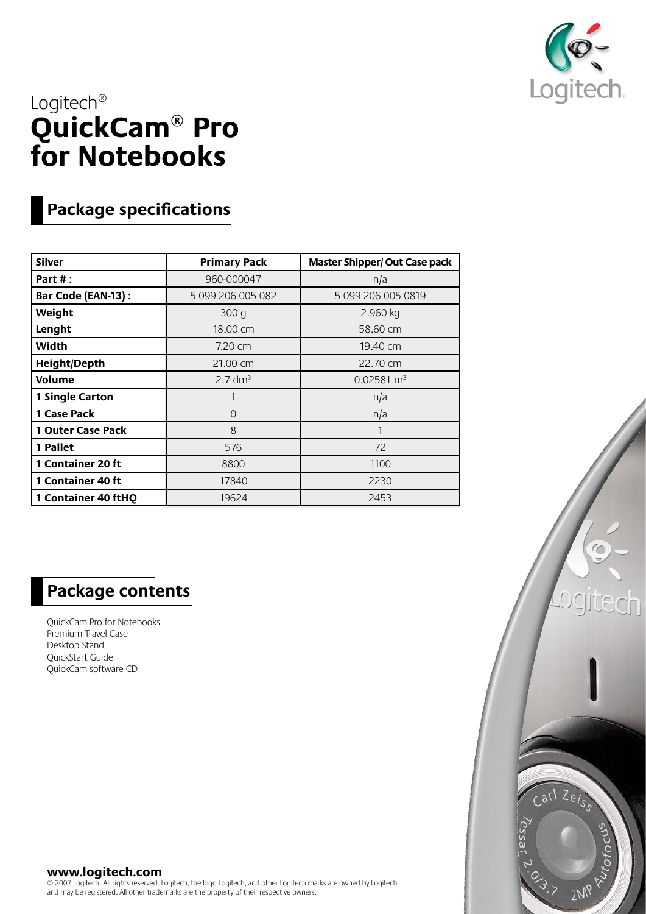Logitech®

# QuickCam® Pro for Notebooks

## Package specifications

| Silver | Primary Pack | Master Shipper/ Out Case pack |
|---|---|---|
| **Part # :** | 960-000047 | n/a |
| **Bar Code (EAN-13) :** | 5 099 206 005 082 | 5 099 206 005 0819 |
| **Weight** | 300 g | 2.960 kg |
| **Lenght** | 18.00 cm | 58.60 cm |
| **Width** | 7.20 cm | 19.40 cm |
| **Height/Depth** | 21.00 cm | 22.70 cm |
| **Volume** | 2.7 $dm^3$ | 0.02581 $m^3$ |
| **1 Single Carton** | 1 | n/a |
| **1 Case Pack** | 0 | n/a |
| **1 Outer Case Pack** | 8 | 1 |
| **1 Pallet** | 576 | 72 |
| **1 Container 20 ft** | 8800 | 1100 |
| **1 Container 40 ft** | 17840 | 2230 |
| **1 Container 40 ftHQ** | 19624 | 2453 |

## Package contents

QuickCam Pro for Notebooks
Premium Travel Case
Desktop Stand
QuickStart Guide
QuickCam software CD

**www.logitech.com**

© 2007 Logitech. All rights reserved. Logitech, the logo Logitech, and other Logitech marks are owned by Logitech and may be registered. All other trademarks are the property of their respective owners.